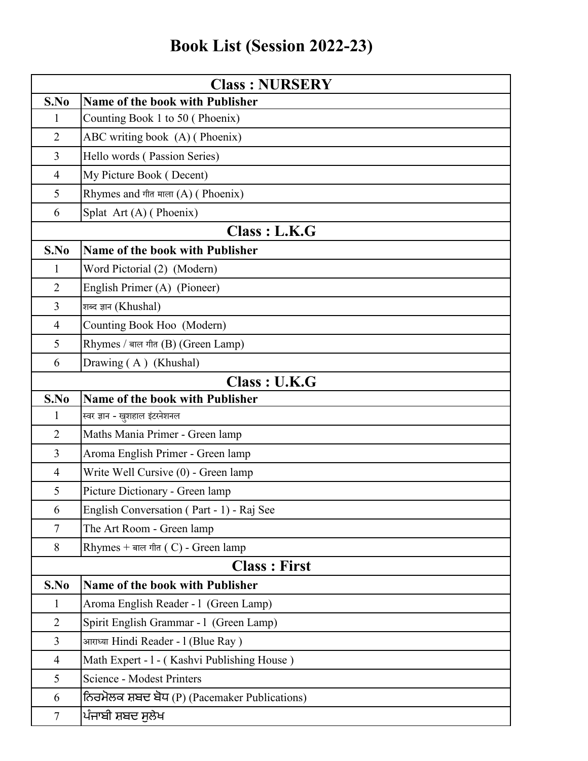# Book List (Session 2022-23)

| Class : NURSERY | |
|---|---|
| **S.No** | **Name of the book with Publisher** |
| 1 | Counting Book 1 to 50 ( Phoenix) |
| 2 | ABC writing book (A) ( Phoenix) |
| 3 | Hello words ( Passion Series) |
| 4 | My Picture Book ( Decent) |
| 5 | Rhymes and गीत माला (A) ( Phoenix) |
| 6 | Splat Art (A) ( Phoenix) |

| Class : L.K.G | |
|---|---|
| **S.No** | **Name of the book with Publisher** |
| 1 | Word Pictorial (2) (Modern) |
| 2 | English Primer (A) (Pioneer) |
| 3 | शब्द ज्ञान (Khushal) |
| 4 | Counting Book Hoo (Modern) |
| 5 | Rhymes / बाल गीत (B) (Green Lamp) |
| 6 | Drawing ( A ) (Khushal) |

| Class : U.K.G | |
|---|---|
| **S.No** | **Name of the book with Publisher** |
| 1 | स्वर ज्ञान - खुशहाल इंटरनेशनल |
| 2 | Maths Mania Primer - Green lamp |
| 3 | Aroma English Primer - Green lamp |
| 4 | Write Well Cursive (0) - Green lamp |
| 5 | Picture Dictionary - Green lamp |
| 6 | English Conversation ( Part - 1) - Raj See |
| 7 | The Art Room - Green lamp |
| 8 | Rhymes + बाल गीत ( C) - Green lamp |

| Class : First | |
|---|---|
| **S.No** | **Name of the book with Publisher** |
| 1 | Aroma English Reader - 1 (Green Lamp) |
| 2 | Spirit English Grammar - 1 (Green Lamp) |
| 3 | आराध्या Hindi Reader - 1 (Blue Ray ) |
| 4 | Math Expert - 1 - ( Kashvi Publishing House ) |
| 5 | Science - Modest Printers |
| 6 | ਨਿਰਮੋਲਕ ਸ਼ਬਦ ਬੋਧ (P) (Pacemaker Publications) |
| 7 | ਪੰਜਾਬੀ ਸ਼ਬਦ ਸੁਲੇਖ |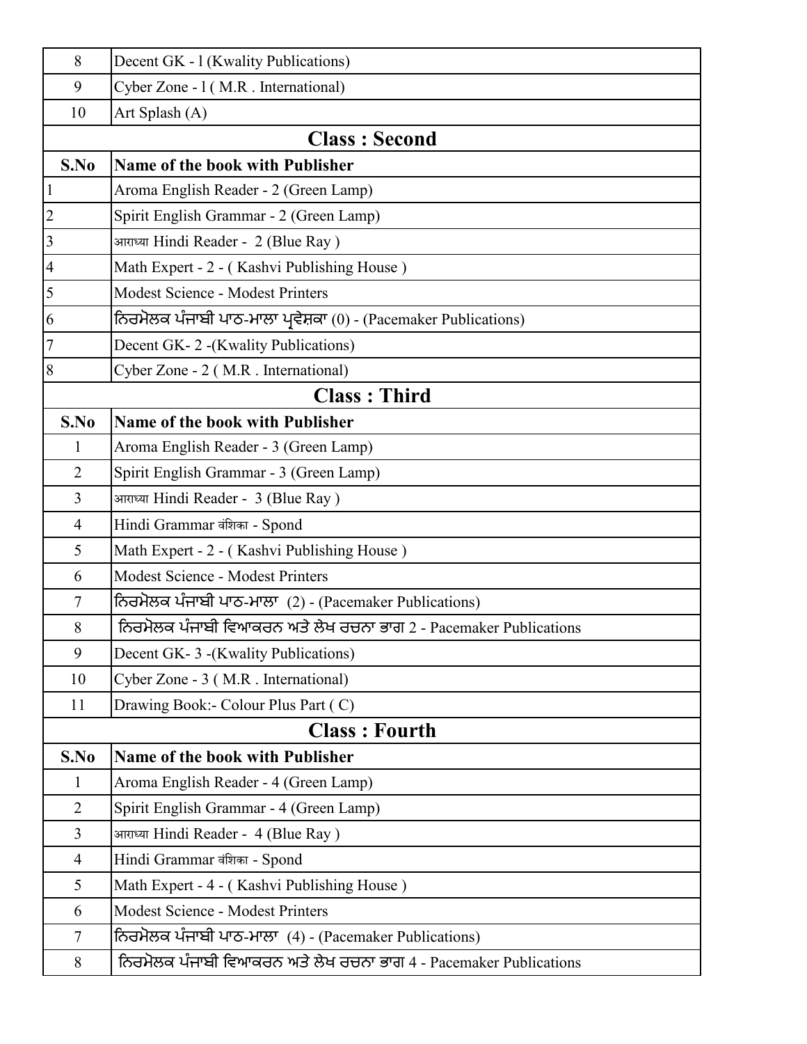| 8 | Decent GK - l (Kwality Publications) |
|---|---|
| 9 | Cyber Zone - l ( M.R . International) |
| 10 | Art Splash (A) |

## Class : Second

| S.No | Name of the book with Publisher |
|---|---|
| 1 | Aroma English Reader - 2 (Green Lamp) |
| 2 | Spirit English Grammar - 2 (Green Lamp) |
| 3 | आराध्या Hindi Reader - 2 (Blue Ray ) |
| 4 | Math Expert - 2 - ( Kashvi Publishing House ) |
| 5 | Modest Science - Modest Printers |
| 6 | ਨਿਰਮੋਲਕ ਪੰਜਾਬੀ ਪਾਠ-ਮਾਲਾ ਪ੍ਰਵੇਸ਼ਕਾ (0) - (Pacemaker Publications) |
| 7 | Decent GK- 2 -(Kwality Publications) |
| 8 | Cyber Zone - 2 ( M.R . International) |

## Class : Third

| S.No | Name of the book with Publisher |
|---|---|
| 1 | Aroma English Reader - 3 (Green Lamp) |
| 2 | Spirit English Grammar - 3 (Green Lamp) |
| 3 | आराध्या Hindi Reader - 3 (Blue Ray ) |
| 4 | Hindi Grammar वंशिका - Spond |
| 5 | Math Expert - 2 - ( Kashvi Publishing House ) |
| 6 | Modest Science - Modest Printers |
| 7 | ਨਿਰਮੋਲਕ ਪੰਜਾਬੀ ਪਾਠ-ਮਾਲਾ (2) - (Pacemaker Publications) |
| 8 | ਨਿਰਮੋਲਕ ਪੰਜਾਬੀ ਵਿਆਕਰਨ ਅਤੇ ਲੇਖ ਰਚਨਾ ਭਾਗ 2 - Pacemaker Publications |
| 9 | Decent GK- 3 -(Kwality Publications) |
| 10 | Cyber Zone - 3 ( M.R . International) |
| 11 | Drawing Book:- Colour Plus Part ( C) |

## Class : Fourth

| S.No | Name of the book with Publisher |
|---|---|
| 1 | Aroma English Reader - 4 (Green Lamp) |
| 2 | Spirit English Grammar - 4 (Green Lamp) |
| 3 | आराध्या Hindi Reader - 4 (Blue Ray ) |
| 4 | Hindi Grammar वंशिका - Spond |
| 5 | Math Expert - 4 - ( Kashvi Publishing House ) |
| 6 | Modest Science - Modest Printers |
| 7 | ਨਿਰਮੋਲਕ ਪੰਜਾਬੀ ਪਾਠ-ਮਾਲਾ (4) - (Pacemaker Publications) |
| 8 | ਨਿਰਮੋਲਕ ਪੰਜਾਬੀ ਵਿਆਕਰਨ ਅਤੇ ਲੇਖ ਰਚਨਾ ਭਾਗ 4 - Pacemaker Publications |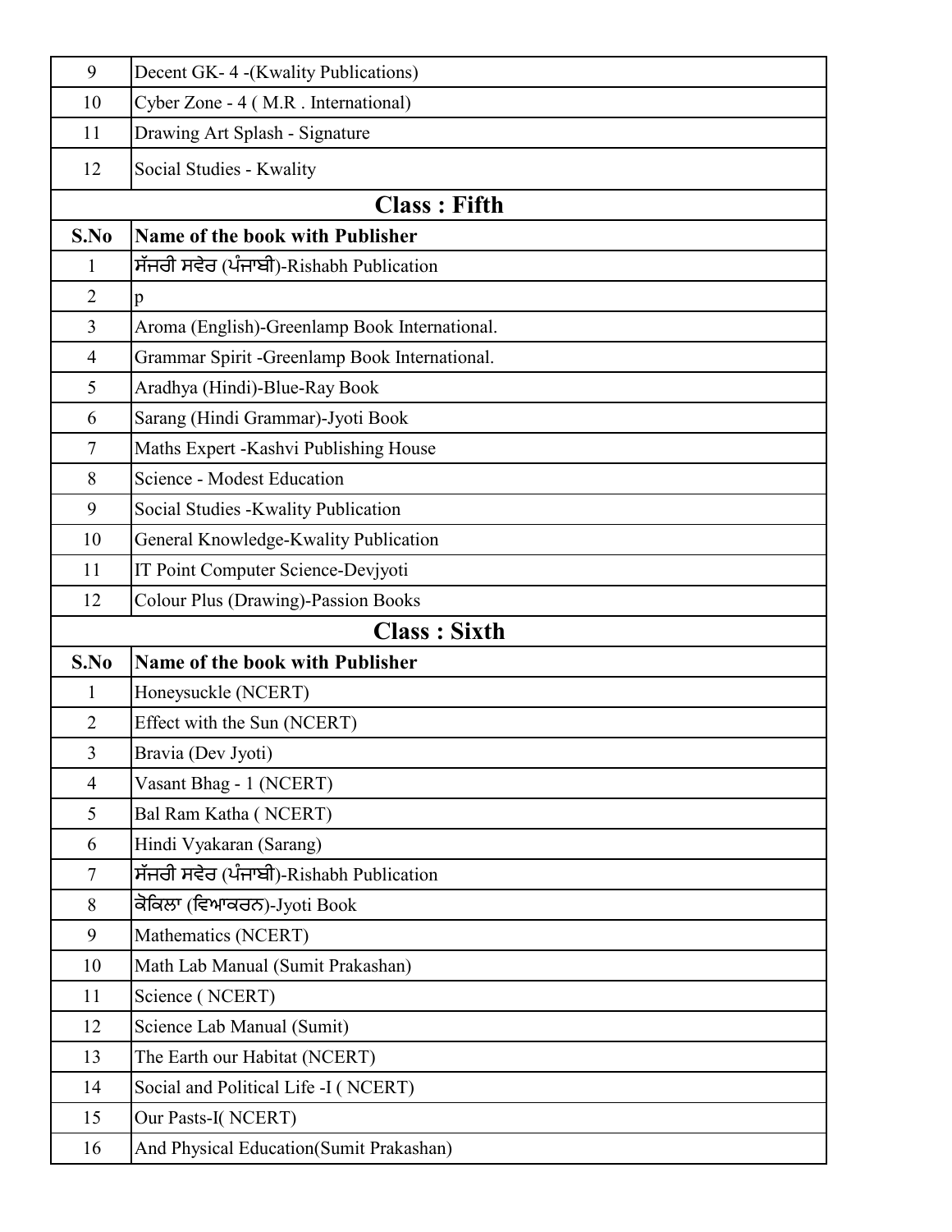| 9 | Decent GK- 4 -(Kwality Publications) |
|---|---|
| 10 | Cyber Zone - 4 ( M.R . International) |
| 11 | Drawing Art Splash - Signature |
| 12 | Social Studies - Kwality |

## Class : Fifth

| S.No | Name of the book with Publisher |
|---|---|
| 1 | ਸੱਜਰੀ ਸਵੇਰ (ਪੰਜਾਬੀ)-Rishabh Publication |
| 2 | p |
| 3 | Aroma (English)-Greenlamp Book International. |
| 4 | Grammar Spirit -Greenlamp Book International. |
| 5 | Aradhya (Hindi)-Blue-Ray Book |
| 6 | Sarang (Hindi Grammar)-Jyoti Book |
| 7 | Maths Expert -Kashvi Publishing House |
| 8 | Science - Modest Education |
| 9 | Social Studies -Kwality Publication |
| 10 | General Knowledge-Kwality Publication |
| 11 | IT Point Computer Science-Devjyoti |
| 12 | Colour Plus (Drawing)-Passion Books |

## Class : Sixth

| S.No | Name of the book with Publisher |
|---|---|
| 1 | Honeysuckle (NCERT) |
| 2 | Effect with the Sun (NCERT) |
| 3 | Bravia (Dev Jyoti) |
| 4 | Vasant Bhag - 1 (NCERT) |
| 5 | Bal Ram Katha ( NCERT) |
| 6 | Hindi Vyakaran (Sarang) |
| 7 | ਸੱਜਰੀ ਸਵੇਰ (ਪੰਜਾਬੀ)-Rishabh Publication |
| 8 | ਕੋਕਿਲਾ (ਵਿਆਕਰਨ)-Jyoti Book |
| 9 | Mathematics (NCERT) |
| 10 | Math Lab Manual (Sumit Prakashan) |
| 11 | Science ( NCERT) |
| 12 | Science Lab Manual (Sumit) |
| 13 | The Earth our Habitat (NCERT) |
| 14 | Social and Political Life -I ( NCERT) |
| 15 | Our Pasts-I( NCERT) |
| 16 | And Physical Education(Sumit Prakashan) |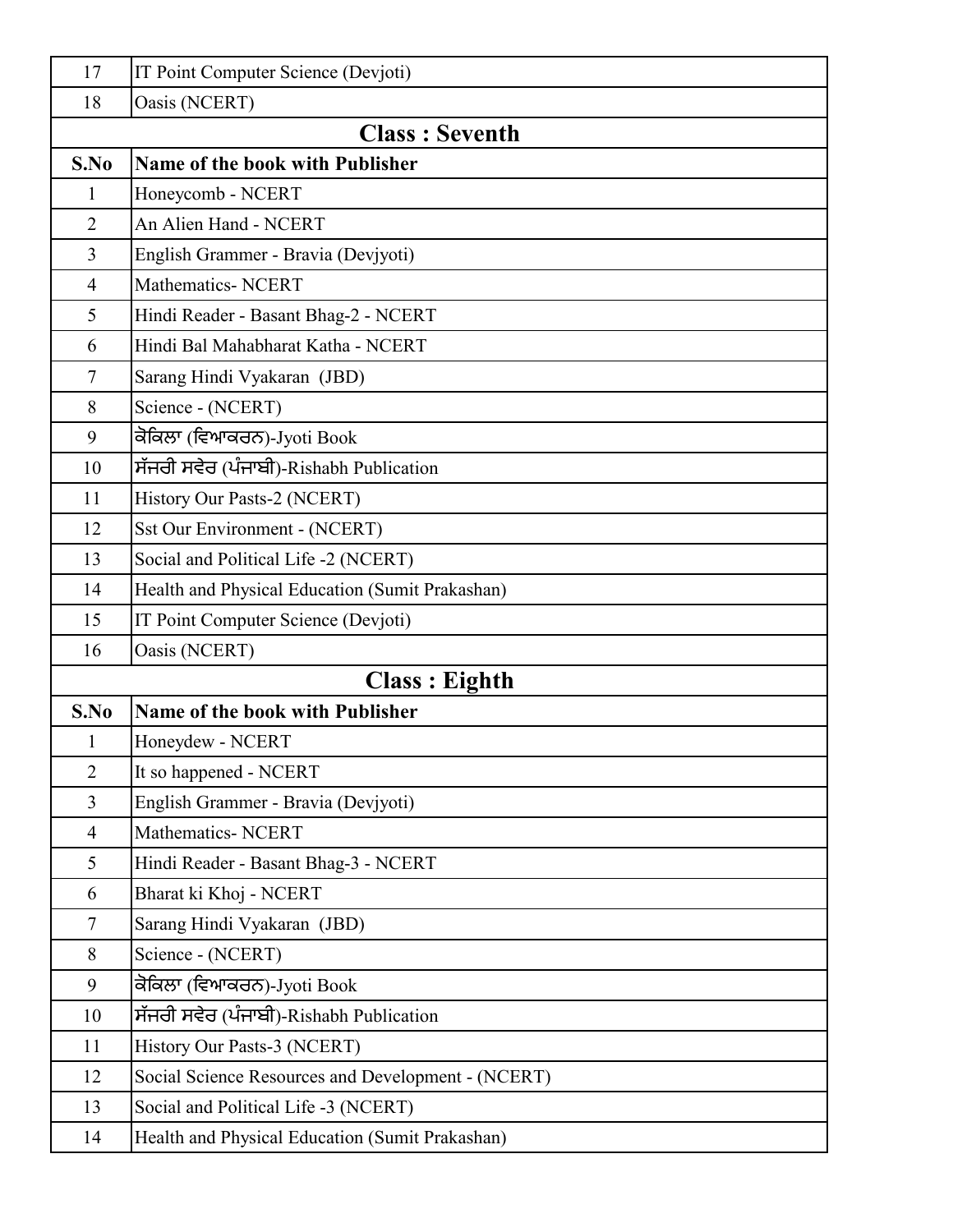| S.No | Name of the book with Publisher |
|---|---|
| 17 | IT Point Computer Science (Devjoti) |
| 18 | Oasis (NCERT) |

## Class : Seventh

| S.No | Name of the book with Publisher |
|---|---|
| 1 | Honeycomb - NCERT |
| 2 | An Alien Hand - NCERT |
| 3 | English Grammer - Bravia (Devjyoti) |
| 4 | Mathematics- NCERT |
| 5 | Hindi Reader - Basant Bhag-2 - NCERT |
| 6 | Hindi Bal Mahabharat Katha - NCERT |
| 7 | Sarang Hindi Vyakaran (JBD) |
| 8 | Science - (NCERT) |
| 9 | ਕੋਕਿਲਾ (ਵਿਆਕਰਨ)-Jyoti Book |
| 10 | ਸੱਜਰੀ ਸਵੇਰ (ਪੰਜਾਬੀ)-Rishabh Publication |
| 11 | History Our Pasts-2 (NCERT) |
| 12 | Sst Our Environment - (NCERT) |
| 13 | Social and Political Life -2 (NCERT) |
| 14 | Health and Physical Education (Sumit Prakashan) |
| 15 | IT Point Computer Science (Devjoti) |
| 16 | Oasis (NCERT) |

## Class : Eighth

| S.No | Name of the book with Publisher |
|---|---|
| 1 | Honeydew - NCERT |
| 2 | It so happened - NCERT |
| 3 | English Grammer - Bravia (Devjyoti) |
| 4 | Mathematics- NCERT |
| 5 | Hindi Reader - Basant Bhag-3 - NCERT |
| 6 | Bharat ki Khoj - NCERT |
| 7 | Sarang Hindi Vyakaran (JBD) |
| 8 | Science - (NCERT) |
| 9 | ਕੋਕਿਲਾ (ਵਿਆਕਰਨ)-Jyoti Book |
| 10 | ਸੱਜਰੀ ਸਵੇਰ (ਪੰਜਾਬੀ)-Rishabh Publication |
| 11 | History Our Pasts-3 (NCERT) |
| 12 | Social Science Resources and Development - (NCERT) |
| 13 | Social and Political Life -3 (NCERT) |
| 14 | Health and Physical Education (Sumit Prakashan) |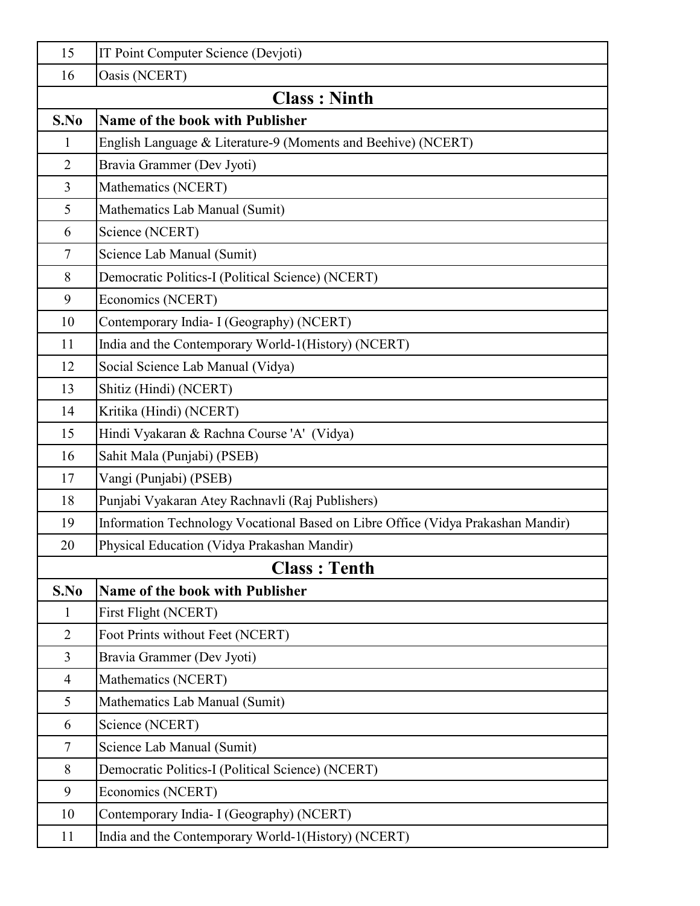| S.No | Name of the book with Publisher |
| --- | --- |
| 15 | IT Point Computer Science (Devjoti) |
| 16 | Oasis (NCERT) |

## Class : Ninth

| S.No | Name of the book with Publisher |
| --- | --- |
| 1 | English Language & Literature-9 (Moments and Beehive) (NCERT) |
| 2 | Bravia Grammer (Dev Jyoti) |
| 3 | Mathematics (NCERT) |
| 5 | Mathematics Lab Manual (Sumit) |
| 6 | Science (NCERT) |
| 7 | Science Lab Manual (Sumit) |
| 8 | Democratic Politics-I (Political Science) (NCERT) |
| 9 | Economics (NCERT) |
| 10 | Contemporary India- I (Geography) (NCERT) |
| 11 | India and the Contemporary World-1(History) (NCERT) |
| 12 | Social Science Lab Manual (Vidya) |
| 13 | Shitiz (Hindi) (NCERT) |
| 14 | Kritika (Hindi) (NCERT) |
| 15 | Hindi Vyakaran & Rachna Course 'A' (Vidya) |
| 16 | Sahit Mala (Punjabi) (PSEB) |
| 17 | Vangi (Punjabi) (PSEB) |
| 18 | Punjabi Vyakaran Atey Rachnavli (Raj Publishers) |
| 19 | Information Technology Vocational Based on Libre Office (Vidya Prakashan Mandir) |
| 20 | Physical Education (Vidya Prakashan Mandir) |

## Class : Tenth

| S.No | Name of the book with Publisher |
| --- | --- |
| 1 | First Flight (NCERT) |
| 2 | Foot Prints without Feet (NCERT) |
| 3 | Bravia Grammer (Dev Jyoti) |
| 4 | Mathematics (NCERT) |
| 5 | Mathematics Lab Manual (Sumit) |
| 6 | Science (NCERT) |
| 7 | Science Lab Manual (Sumit) |
| 8 | Democratic Politics-I (Political Science) (NCERT) |
| 9 | Economics (NCERT) |
| 10 | Contemporary India- I (Geography) (NCERT) |
| 11 | India and the Contemporary World-1(History) (NCERT) |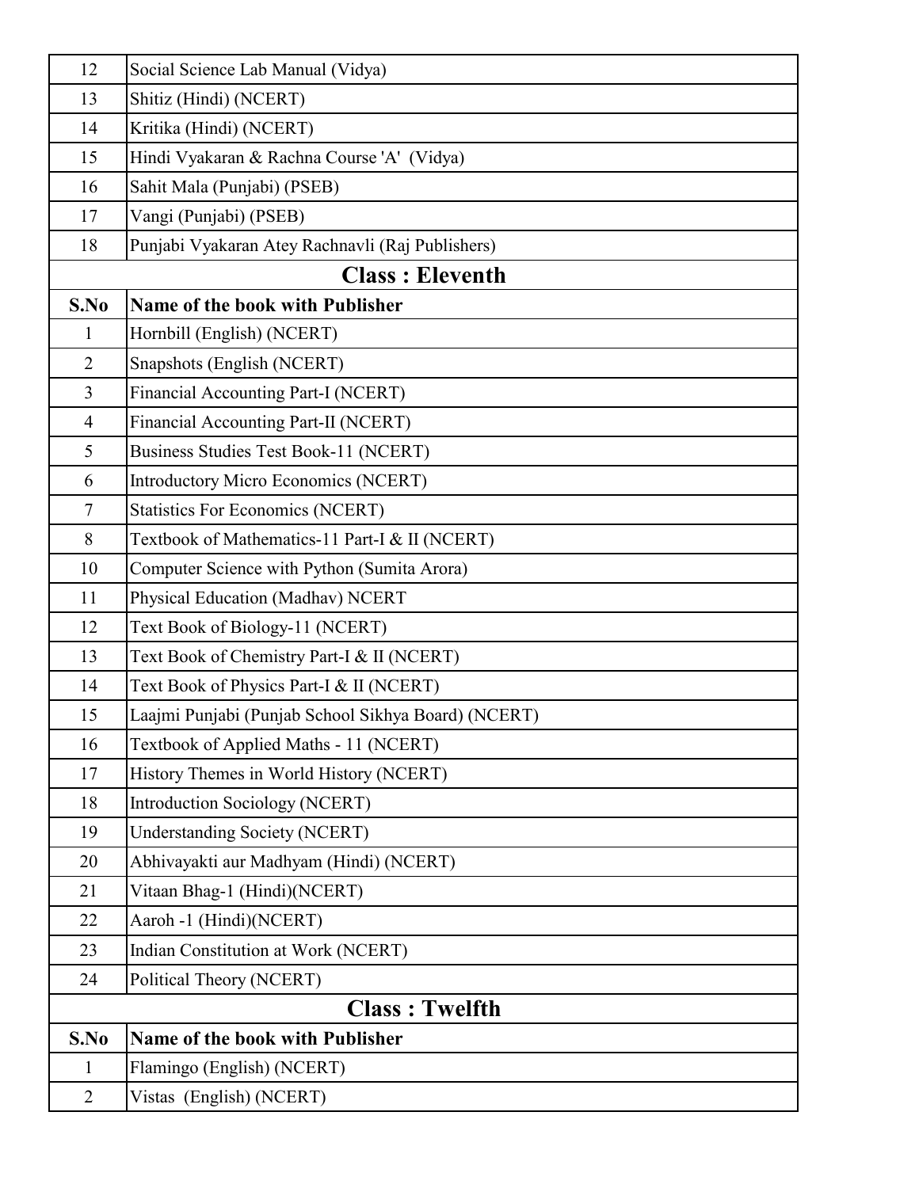| | |
|---|---|
| 12 | Social Science Lab Manual (Vidya) |
| 13 | Shitiz (Hindi) (NCERT) |
| 14 | Kritika (Hindi) (NCERT) |
| 15 | Hindi Vyakaran & Rachna Course 'A' (Vidya) |
| 16 | Sahit Mala (Punjabi) (PSEB) |
| 17 | Vangi (Punjabi) (PSEB) |
| 18 | Punjabi Vyakaran Atey Rachnavli (Raj Publishers) |

## Class : Eleventh

| S.No | Name of the book with Publisher |
|---|---|
| 1 | Hornbill (English) (NCERT) |
| 2 | Snapshots (English (NCERT) |
| 3 | Financial Accounting Part-I (NCERT) |
| 4 | Financial Accounting Part-II (NCERT) |
| 5 | Business Studies Test Book-11 (NCERT) |
| 6 | Introductory Micro Economics (NCERT) |
| 7 | Statistics For Economics (NCERT) |
| 8 | Textbook of Mathematics-11 Part-I & II (NCERT) |
| 10 | Computer Science with Python (Sumita Arora) |
| 11 | Physical Education (Madhav) NCERT |
| 12 | Text Book of Biology-11 (NCERT) |
| 13 | Text Book of Chemistry Part-I & II (NCERT) |
| 14 | Text Book of Physics Part-I & II (NCERT) |
| 15 | Laajmi Punjabi (Punjab School Sikhya Board) (NCERT) |
| 16 | Textbook of Applied Maths - 11 (NCERT) |
| 17 | History Themes in World History (NCERT) |
| 18 | Introduction Sociology (NCERT) |
| 19 | Understanding Society (NCERT) |
| 20 | Abhivayakti aur Madhyam (Hindi) (NCERT) |
| 21 | Vitaan Bhag-1 (Hindi)(NCERT) |
| 22 | Aaroh -1 (Hindi)(NCERT) |
| 23 | Indian Constitution at Work (NCERT) |
| 24 | Political Theory (NCERT) |

## Class : Twelfth

| S.No | Name of the book with Publisher |
|---|---|
| 1 | Flamingo (English) (NCERT) |
| 2 | Vistas (English) (NCERT) |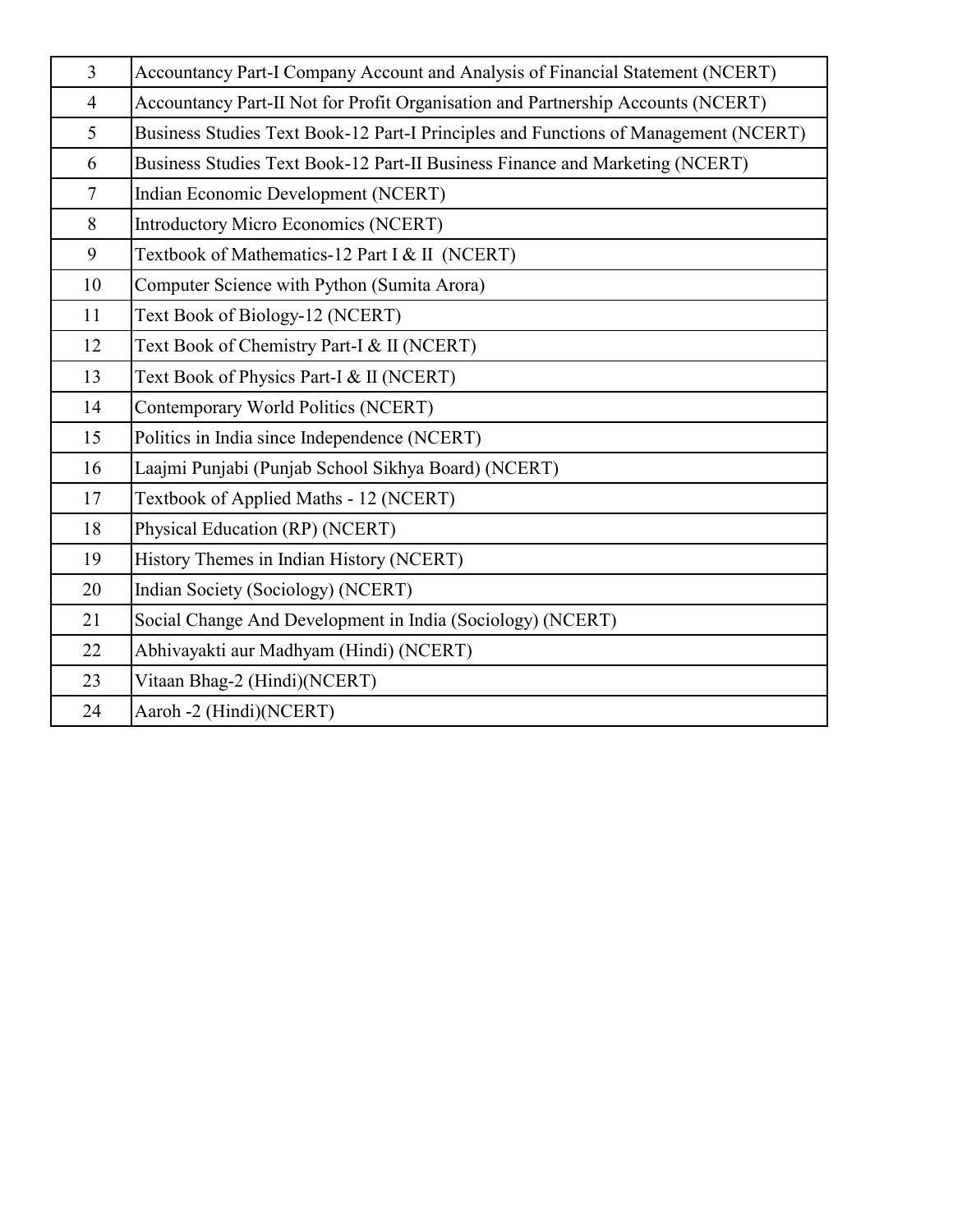| | |
|---|---|
| 3 | Accountancy Part-I Company Account and Analysis of Financial Statement (NCERT) |
| 4 | Accountancy Part-II Not for Profit Organisation and Partnership Accounts (NCERT) |
| 5 | Business Studies Text Book-12 Part-I Principles and Functions of Management (NCERT) |
| 6 | Business Studies Text Book-12 Part-II Business Finance and Marketing (NCERT) |
| 7 | Indian Economic Development (NCERT) |
| 8 | Introductory Micro Economics (NCERT) |
| 9 | Textbook of Mathematics-12 Part I & II (NCERT) |
| 10 | Computer Science with Python (Sumita Arora) |
| 11 | Text Book of Biology-12 (NCERT) |
| 12 | Text Book of Chemistry Part-I & II (NCERT) |
| 13 | Text Book of Physics Part-I & II (NCERT) |
| 14 | Contemporary World Politics (NCERT) |
| 15 | Politics in India since Independence (NCERT) |
| 16 | Laajmi Punjabi (Punjab School Sikhya Board) (NCERT) |
| 17 | Textbook of Applied Maths - 12 (NCERT) |
| 18 | Physical Education (RP) (NCERT) |
| 19 | History Themes in Indian History (NCERT) |
| 20 | Indian Society (Sociology) (NCERT) |
| 21 | Social Change And Development in India (Sociology) (NCERT) |
| 22 | Abhivayakti aur Madhyam (Hindi) (NCERT) |
| 23 | Vitaan Bhag-2 (Hindi)(NCERT) |
| 24 | Aaroh -2 (Hindi)(NCERT) |